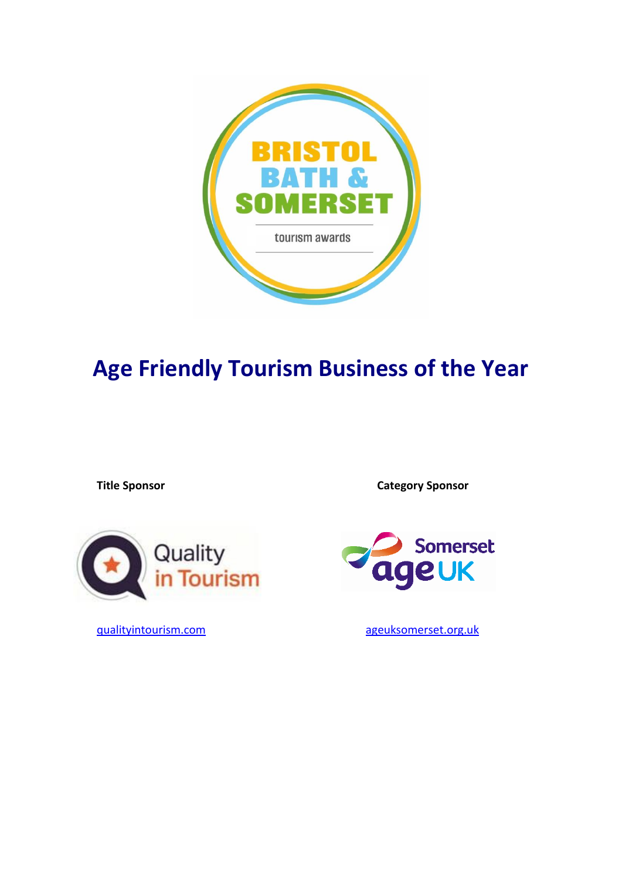# Age Friendly Tourism Business of the Year

**Title Sponsor**

**Category Sponsor**

[qualityintourism.com](qualityintourism.com)

[ageuksomerset.org.uk](ageuksomerset.org.uk)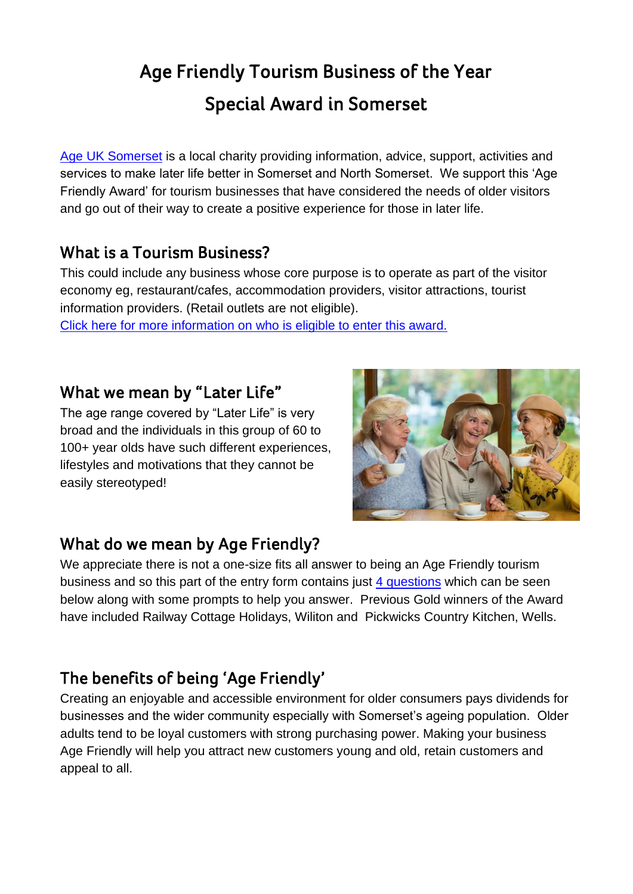# Age Friendly Tourism Business of the Year Special Award in Somerset

[Age UK Somerset](#) is a local charity providing information, advice, support, activities and services to make later life better in Somerset and North Somerset. We support this 'Age Friendly Award' for tourism businesses that have considered the needs of older visitors and go out of their way to create a positive experience for those in later life.

## What is a Tourism Business?

This could include any business whose core purpose is to operate as part of the visitor economy eg, restaurant/cafes, accommodation providers, visitor attractions, tourist information providers. (Retail outlets are not eligible).

[Click here for more information on who is eligible to enter this award.](#)

## What we mean by "Later Life"

The age range covered by "Later Life" is very broad and the individuals in this group of 60 to 100+ year olds have such different experiences, lifestyles and motivations that they cannot be easily stereotyped!

## What do we mean by Age Friendly?

We appreciate there is not a one-size fits all answer to being an Age Friendly tourism business and so this part of the entry form contains just [4 questions](#) which can be seen below along with some prompts to help you answer. Previous Gold winners of the Award have included Railway Cottage Holidays, Wiliton and Pickwicks Country Kitchen, Wells.

## The benefits of being 'Age Friendly'

Creating an enjoyable and accessible environment for older consumers pays dividends for businesses and the wider community especially with Somerset's ageing population. Older adults tend to be loyal customers with strong purchasing power. Making your business Age Friendly will help you attract new customers young and old, retain customers and appeal to all.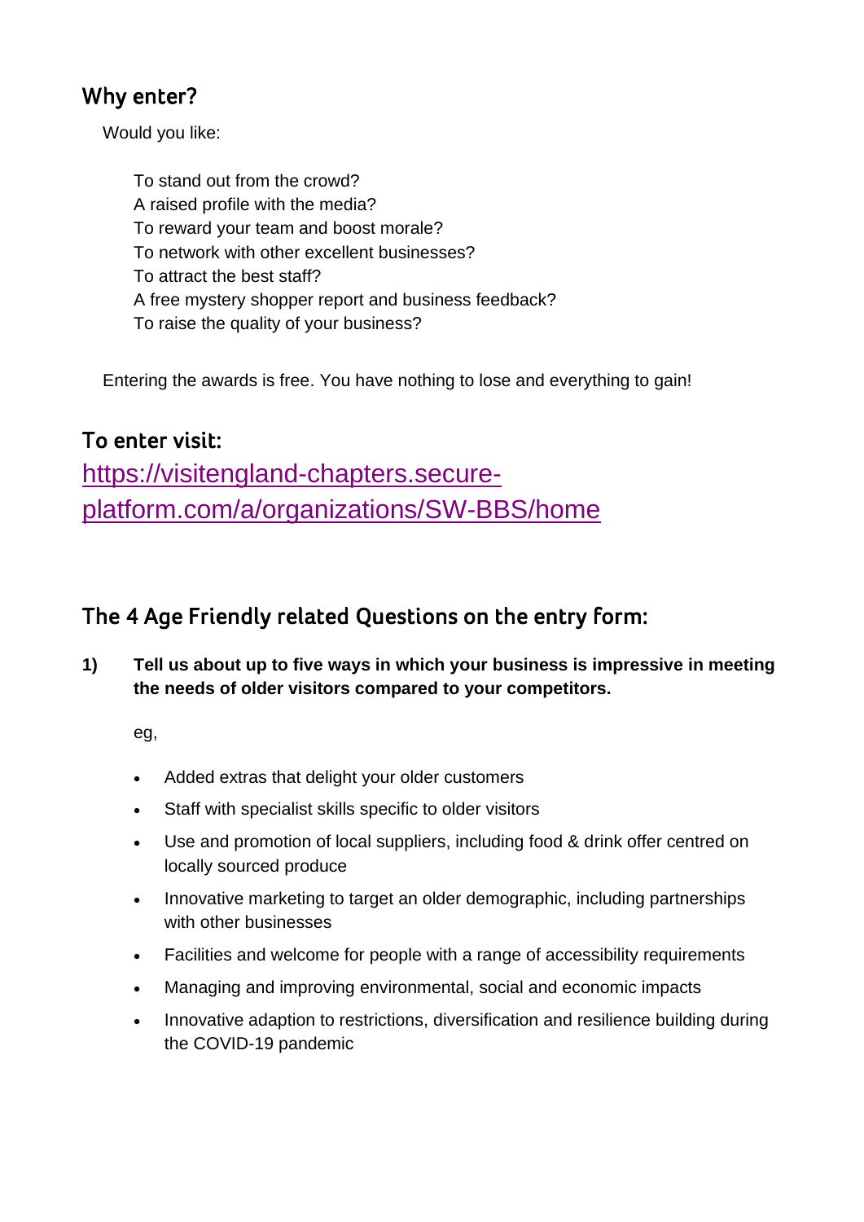## Why enter?

Would you like:

To stand out from the crowd?
A raised profile with the media?
To reward your team and boost morale?
To network with other excellent businesses?
To attract the best staff?
A free mystery shopper report and business feedback?
To raise the quality of your business?

Entering the awards is free. You have nothing to lose and everything to gain!

## To enter visit:

[https://visitengland-chapters.secure-platform.com/a/organizations/SW-BBS/home](https://visitengland-chapters.secure-platform.com/a/organizations/SW-BBS/home)

## The 4 Age Friendly related Questions on the entry form:

**1) Tell us about up to five ways in which your business is impressive in meeting the needs of older visitors compared to your competitors.**

eg,

- Added extras that delight your older customers
- Staff with specialist skills specific to older visitors
- Use and promotion of local suppliers, including food & drink offer centred on locally sourced produce
- Innovative marketing to target an older demographic, including partnerships with other businesses
- Facilities and welcome for people with a range of accessibility requirements
- Managing and improving environmental, social and economic impacts
- Innovative adaption to restrictions, diversification and resilience building during the COVID-19 pandemic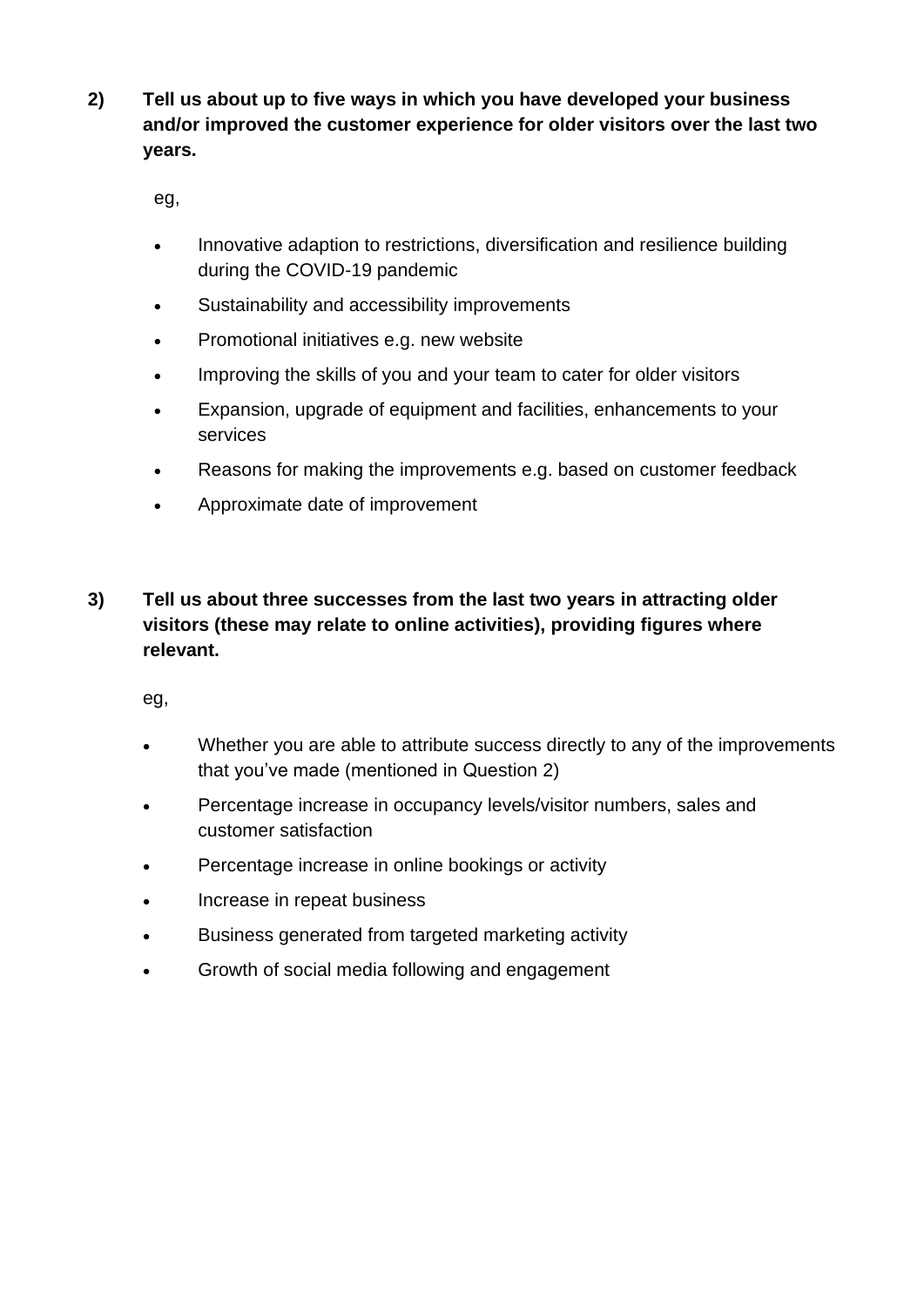**2) Tell us about up to five ways in which you have developed your business and/or improved the customer experience for older visitors over the last two years.**

eg,

- Innovative adaption to restrictions, diversification and resilience building during the COVID-19 pandemic
- Sustainability and accessibility improvements
- Promotional initiatives e.g. new website
- Improving the skills of you and your team to cater for older visitors
- Expansion, upgrade of equipment and facilities, enhancements to your services
- Reasons for making the improvements e.g. based on customer feedback
- Approximate date of improvement

**3) Tell us about three successes from the last two years in attracting older visitors (these may relate to online activities), providing figures where relevant.**

eg,

- Whether you are able to attribute success directly to any of the improvements that you've made (mentioned in Question 2)
- Percentage increase in occupancy levels/visitor numbers, sales and customer satisfaction
- Percentage increase in online bookings or activity
- Increase in repeat business
- Business generated from targeted marketing activity
- Growth of social media following and engagement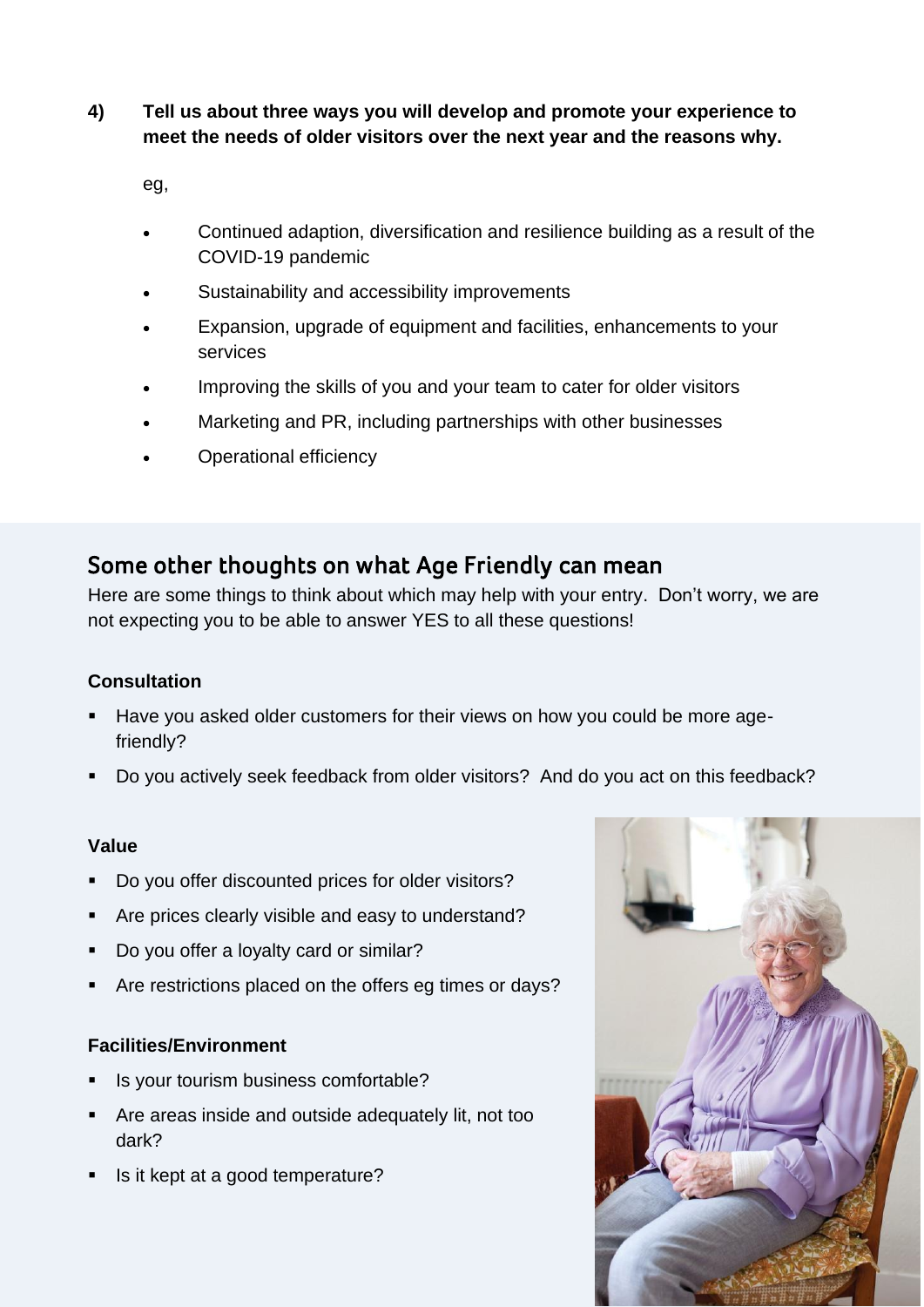**4) Tell us about three ways you will develop and promote your experience to meet the needs of older visitors over the next year and the reasons why.**

eg,

- Continued adaption, diversification and resilience building as a result of the COVID-19 pandemic
- Sustainability and accessibility improvements
- Expansion, upgrade of equipment and facilities, enhancements to your services
- Improving the skills of you and your team to cater for older visitors
- Marketing and PR, including partnerships with other businesses
- Operational efficiency

## Some other thoughts on what Age Friendly can mean

Here are some things to think about which may help with your entry. Don't worry, we are not expecting you to be able to answer YES to all these questions!

**Consultation**

- Have you asked older customers for their views on how you could be more age-friendly?
- Do you actively seek feedback from older visitors? And do you act on this feedback?

**Value**

- Do you offer discounted prices for older visitors?
- Are prices clearly visible and easy to understand?
- Do you offer a loyalty card or similar?
- Are restrictions placed on the offers eg times or days?

**Facilities/Environment**

- Is your tourism business comfortable?
- Are areas inside and outside adequately lit, not too dark?
- Is it kept at a good temperature?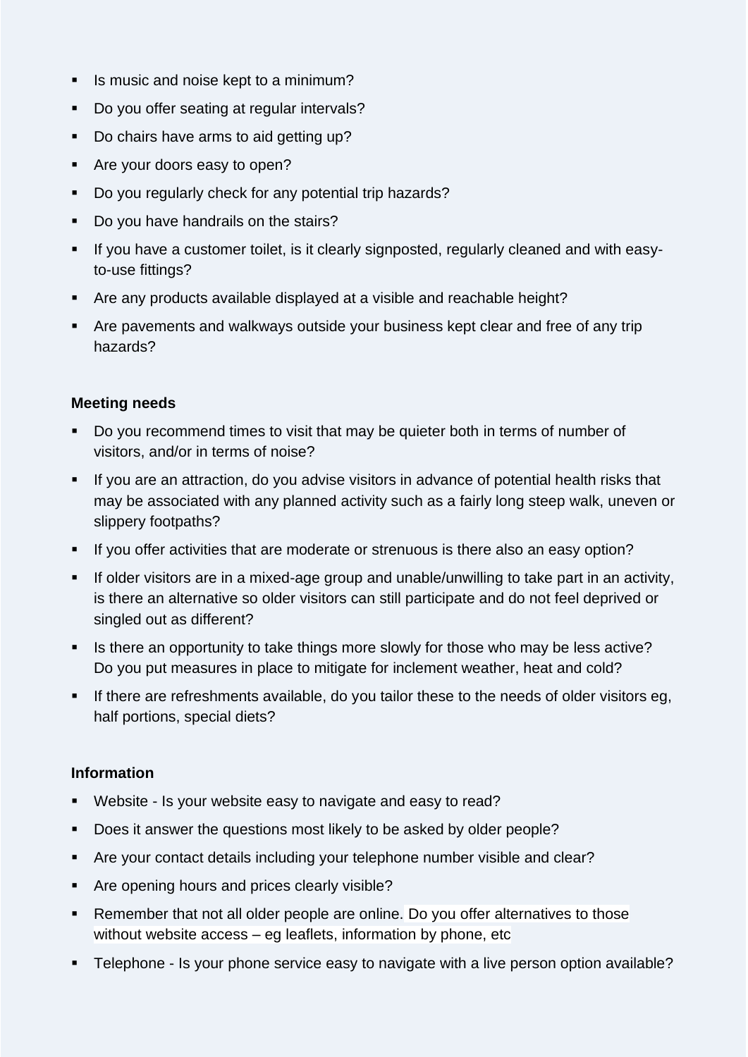- Is music and noise kept to a minimum?
- Do you offer seating at regular intervals?
- Do chairs have arms to aid getting up?
- Are your doors easy to open?
- Do you regularly check for any potential trip hazards?
- Do you have handrails on the stairs?
- If you have a customer toilet, is it clearly signposted, regularly cleaned and with easy-to-use fittings?
- Are any products available displayed at a visible and reachable height?
- Are pavements and walkways outside your business kept clear and free of any trip hazards?

**Meeting needs**

- Do you recommend times to visit that may be quieter both in terms of number of visitors, and/or in terms of noise?
- If you are an attraction, do you advise visitors in advance of potential health risks that may be associated with any planned activity such as a fairly long steep walk, uneven or slippery footpaths?
- If you offer activities that are moderate or strenuous is there also an easy option?
- If older visitors are in a mixed-age group and unable/unwilling to take part in an activity, is there an alternative so older visitors can still participate and do not feel deprived or singled out as different?
- Is there an opportunity to take things more slowly for those who may be less active? Do you put measures in place to mitigate for inclement weather, heat and cold?
- If there are refreshments available, do you tailor these to the needs of older visitors eg, half portions, special diets?

**Information**

- Website - Is your website easy to navigate and easy to read?
- Does it answer the questions most likely to be asked by older people?
- Are your contact details including your telephone number visible and clear?
- Are opening hours and prices clearly visible?
- Remember that not all older people are online. Do you offer alternatives to those without website access – eg leaflets, information by phone, etc
- Telephone - Is your phone service easy to navigate with a live person option available?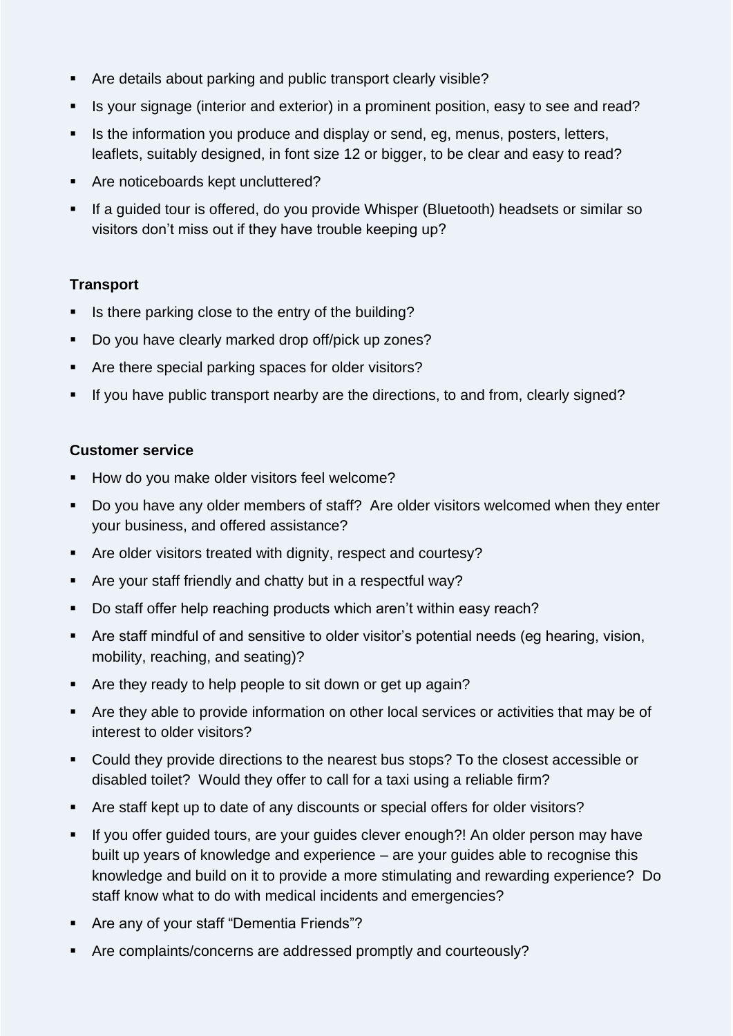- Are details about parking and public transport clearly visible?
- Is your signage (interior and exterior) in a prominent position, easy to see and read?
- Is the information you produce and display or send, eg, menus, posters, letters, leaflets, suitably designed, in font size 12 or bigger, to be clear and easy to read?
- Are noticeboards kept uncluttered?
- If a guided tour is offered, do you provide Whisper (Bluetooth) headsets or similar so visitors don't miss out if they have trouble keeping up?

**Transport**

- Is there parking close to the entry of the building?
- Do you have clearly marked drop off/pick up zones?
- Are there special parking spaces for older visitors?
- If you have public transport nearby are the directions, to and from, clearly signed?

**Customer service**

- How do you make older visitors feel welcome?
- Do you have any older members of staff? Are older visitors welcomed when they enter your business, and offered assistance?
- Are older visitors treated with dignity, respect and courtesy?
- Are your staff friendly and chatty but in a respectful way?
- Do staff offer help reaching products which aren't within easy reach?
- Are staff mindful of and sensitive to older visitor's potential needs (eg hearing, vision, mobility, reaching, and seating)?
- Are they ready to help people to sit down or get up again?
- Are they able to provide information on other local services or activities that may be of interest to older visitors?
- Could they provide directions to the nearest bus stops? To the closest accessible or disabled toilet? Would they offer to call for a taxi using a reliable firm?
- Are staff kept up to date of any discounts or special offers for older visitors?
- If you offer guided tours, are your guides clever enough?! An older person may have built up years of knowledge and experience – are your guides able to recognise this knowledge and build on it to provide a more stimulating and rewarding experience? Do staff know what to do with medical incidents and emergencies?
- Are any of your staff "Dementia Friends"?
- Are complaints/concerns are addressed promptly and courteously?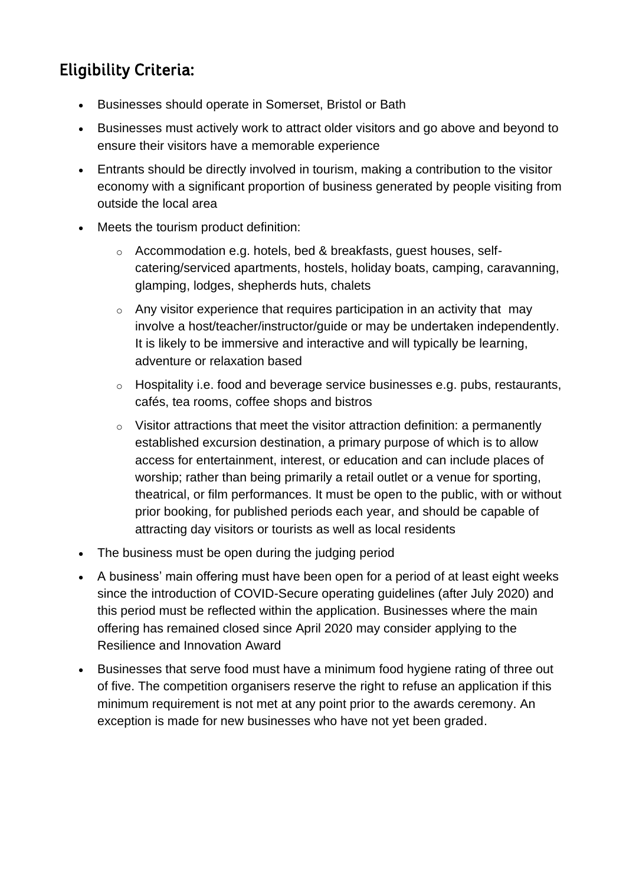## Eligibility Criteria:

- Businesses should operate in Somerset, Bristol or Bath
- Businesses must actively work to attract older visitors and go above and beyond to ensure their visitors have a memorable experience
- Entrants should be directly involved in tourism, making a contribution to the visitor economy with a significant proportion of business generated by people visiting from outside the local area
- Meets the tourism product definition:
  - Accommodation e.g. hotels, bed & breakfasts, guest houses, self-catering/serviced apartments, hostels, holiday boats, camping, caravanning, glamping, lodges, shepherds huts, chalets
  - Any visitor experience that requires participation in an activity that may involve a host/teacher/instructor/guide or may be undertaken independently. It is likely to be immersive and interactive and will typically be learning, adventure or relaxation based
  - Hospitality i.e. food and beverage service businesses e.g. pubs, restaurants, cafés, tea rooms, coffee shops and bistros
  - Visitor attractions that meet the visitor attraction definition: a permanently established excursion destination, a primary purpose of which is to allow access for entertainment, interest, or education and can include places of worship; rather than being primarily a retail outlet or a venue for sporting, theatrical, or film performances. It must be open to the public, with or without prior booking, for published periods each year, and should be capable of attracting day visitors or tourists as well as local residents
- The business must be open during the judging period
- A business' main offering must have been open for a period of at least eight weeks since the introduction of COVID-Secure operating guidelines (after July 2020) and this period must be reflected within the application. Businesses where the main offering has remained closed since April 2020 may consider applying to the Resilience and Innovation Award
- Businesses that serve food must have a minimum food hygiene rating of three out of five. The competition organisers reserve the right to refuse an application if this minimum requirement is not met at any point prior to the awards ceremony. An exception is made for new businesses who have not yet been graded.